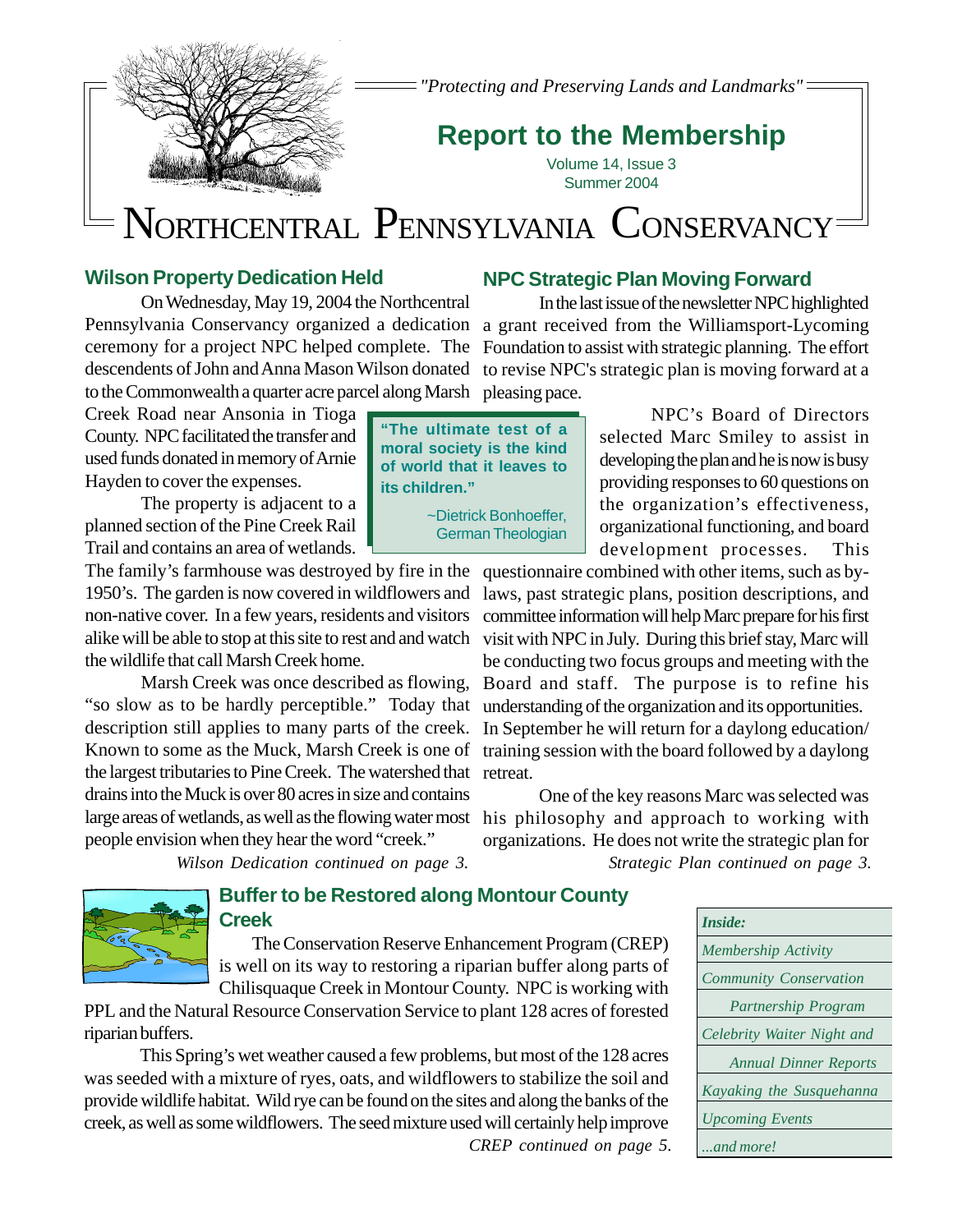"Protecting and Preserving Lands and Landmarks"

# Report to the Membership

Volume 14, Issue 3
Summer 2004

# NORTHCENTRAL PENNSYLVANIA CONSERVANCY

## Wilson Property Dedication Held

On Wednesday, May 19, 2004 the Northcentral Pennsylvania Conservancy organized a dedication ceremony for a project NPC helped complete. The descendents of John and Anna Mason Wilson donated to the Commonwealth a quarter acre parcel along Marsh Creek Road near Ansonia in Tioga County. NPC facilitated the transfer and used funds donated in memory of Arnie Hayden to cover the expenses.

The property is adjacent to a planned section of the Pine Creek Rail Trail and contains an area of wetlands. The family's farmhouse was destroyed by fire in the 1950's. The garden is now covered in wildflowers and non-native cover. In a few years, residents and visitors alike will be able to stop at this site to rest and and watch the wildlife that call Marsh Creek home.

Marsh Creek was once described as flowing, "so slow as to be hardly perceptible." Today that description still applies to many parts of the creek. Known to some as the Muck, Marsh Creek is one of the largest tributaries to Pine Creek. The watershed that drains into the Muck is over 80 acres in size and contains large areas of wetlands, as well as the flowing water most people envision when they hear the word "creek."

*Wilson Dedication continued on page 3.*

> **"The ultimate test of a moral society is the kind of world that it leaves to its children."**
>
> ~Dietrick Bonhoeffer, German Theologian

## NPC Strategic Plan Moving Forward

In the last issue of the newsletter NPC highlighted a grant received from the Williamsport-Lycoming Foundation to assist with strategic planning. The effort to revise NPC's strategic plan is moving forward at a pleasing pace.

NPC's Board of Directors selected Marc Smiley to assist in developing the plan and he is now is busy providing responses to 60 questions on the organization's effectiveness, organizational functioning, and board development processes. This questionnaire combined with other items, such as by-laws, past strategic plans, position descriptions, and committee information will help Marc prepare for his first visit with NPC in July. During this brief stay, Marc will be conducting two focus groups and meeting with the Board and staff. The purpose is to refine his understanding of the organization and its opportunities. In September he will return for a daylong education/ training session with the board followed by a daylong retreat.

One of the key reasons Marc was selected was his philosophy and approach to working with organizations. He does not write the strategic plan for

*Strategic Plan continued on page 3.*

## Buffer to be Restored along Montour County Creek

The Conservation Reserve Enhancement Program (CREP) is well on its way to restoring a riparian buffer along parts of Chilisquaque Creek in Montour County. NPC is working with PPL and the Natural Resource Conservation Service to plant 128 acres of forested riparian buffers.

This Spring's wet weather caused a few problems, but most of the 128 acres was seeded with a mixture of ryes, oats, and wildflowers to stabilize the soil and provide wildlife habitat. Wild rye can be found on the sites and along the banks of the creek, as well as some wildflowers. The seed mixture used will certainly help improve

*CREP continued on page 5.*

| *Inside:* |
|---|
| *Membership Activity* |
| *Community Conservation Partnership Program* |
| *Celebrity Waiter Night and Annual Dinner Reports* |
| *Kayaking the Susquehanna* |
| *Upcoming Events* |
| *...and more!* |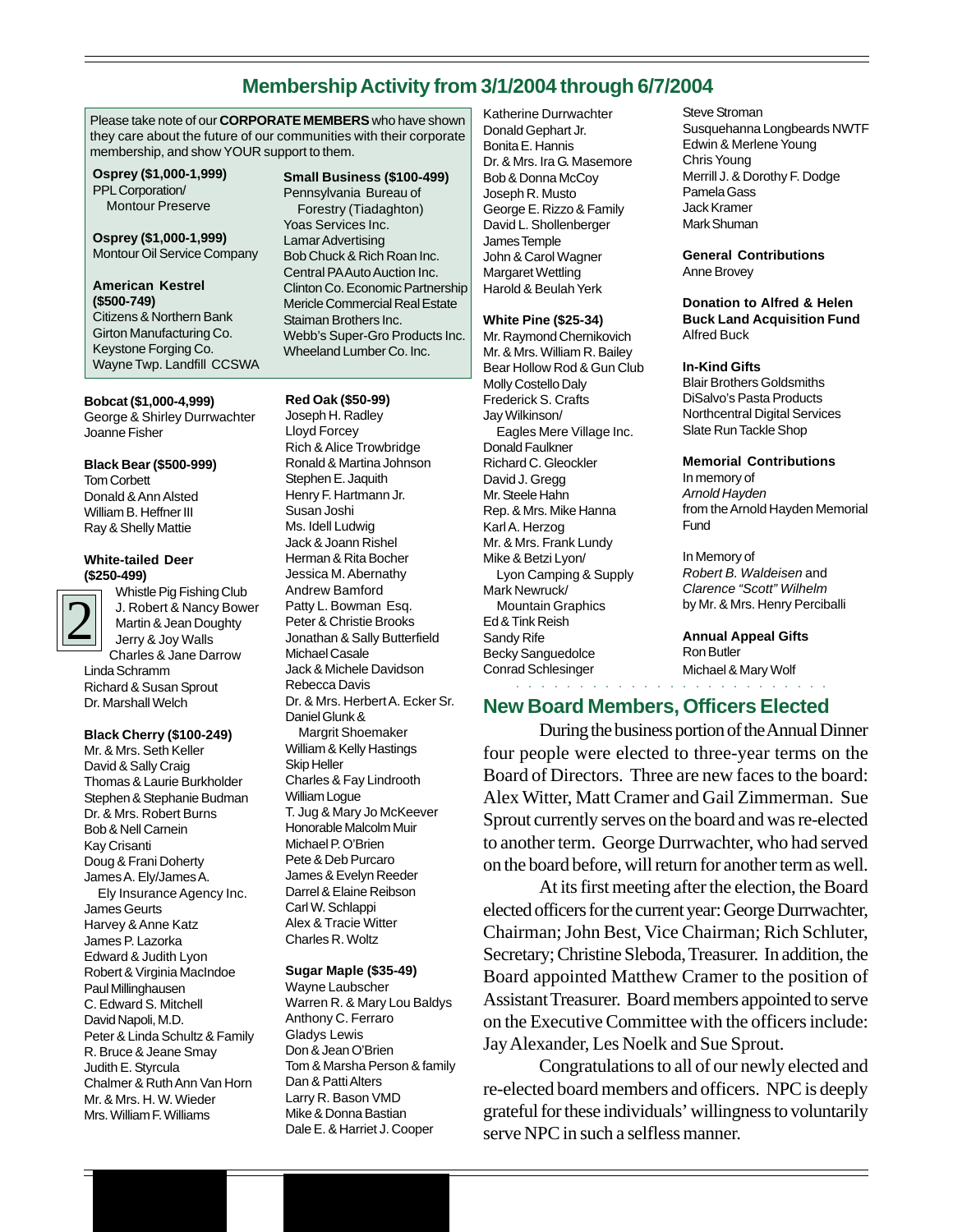## Membership Activity from 3/1/2004 through 6/7/2004

Please take note of our **CORPORATE MEMBERS** who have shown they care about the future of our communities with their corporate membership, and show YOUR support to them.

**Osprey ($1,000-1,999)**
PPL Corporation/
Montour Preserve

**Osprey ($1,000-1,999)**
Montour Oil Service Company

**American Kestrel ($500-749)**
Citizens & Northern Bank
Girton Manufacturing Co.
Keystone Forging Co.
Wayne Twp. Landfill CCSWA

**Small Business ($100-499)**
Pennsylvania Bureau of
Forestry (Tiadaghton)
Yoas Services Inc.
Lamar Advertising
Bob Chuck & Rich Roan Inc.
Central PA Auto Auction Inc.
Clinton Co. Economic Partnership
Mericle Commercial Real Estate
Staiman Brothers Inc.
Webb's Super-Gro Products Inc.
Wheeland Lumber Co. Inc.

**Bobcat ($1,000-4,999)**
George & Shirley Durrwachter
Joanne Fisher

**Black Bear ($500-999)**
Tom Corbett
Donald & Ann Alsted
William B. Heffner III
Ray & Shelly Mattie

**White-tailed Deer ($250-499)**
Whistle Pig Fishing Club
J. Robert & Nancy Bower
Martin & Jean Doughty
Jerry & Joy Walls
Charles & Jane Darrow
Linda Schramm
Richard & Susan Sprout
Dr. Marshall Welch

**Black Cherry ($100-249)**
Mr. & Mrs. Seth Keller
David & Sally Craig
Thomas & Laurie Burkholder
Stephen & Stephanie Budman
Dr. & Mrs. Robert Burns
Bob & Nell Carnein
Kay Crisanti
Doug & Frani Doherty
James A. Ely/James A.
Ely Insurance Agency Inc.
James Geurts
Harvey & Anne Katz
James P. Lazorka
Edward & Judith Lyon
Robert & Virginia MacIndoe
Paul Millinghausen
C. Edward S. Mitchell
David Napoli, M.D.
Peter & Linda Schultz & Family
R. Bruce & Jeane Smay
Judith E. Styrcula
Chalmer & Ruth Ann Van Horn
Mr. & Mrs. H. W. Wieder
Mrs. William F. Williams

**Red Oak ($50-99)**
Joseph H. Radley
Lloyd Forcey
Rich & Alice Trowbridge
Ronald & Martina Johnson
Stephen E. Jaquith
Henry F. Hartmann Jr.
Susan Joshi
Ms. Idell Ludwig
Jack & Joann Rishel
Herman & Rita Bocher
Jessica M. Abernathy
Andrew Bamford
Patty L. Bowman Esq.
Peter & Christie Brooks
Jonathan & Sally Butterfield
Michael Casale
Jack & Michele Davidson
Rebecca Davis
Dr. & Mrs. Herbert A. Ecker Sr.
Daniel Glunk &
Margrit Shoemaker
William & Kelly Hastings
Skip Heller
Charles & Fay Lindroth
William Logue
T. Jug & Mary Jo McKeever
Honorable Malcolm Muir
Michael P. O'Brien
Pete & Deb Purcaro
James & Evelyn Reeder
Darrel & Elaine Reibson
Carl W. Schlappi
Alex & Tracie Witter
Charles R. Woltz

**Sugar Maple ($35-49)**
Wayne Laubscher
Warren R. & Mary Lou Baldys
Anthony C. Ferraro
Gladys Lewis
Don & Jean O'Brien
Tom & Marsha Person & family
Dan & Patti Alters
Larry R. Bason VMD
Mike & Donna Bastian
Dale E. & Harriet J. Cooper
Katherine Durrwachter
Donald Gephart Jr.
Bonita E. Hannis
Dr. & Mrs. Ira G. Masemore
Bob & Donna McCoy
Joseph R. Musto
George E. Rizzo & Family
David L. Shollenberger
James Temple
John & Carol Wagner
Margaret Wettling
Harold & Beulah Yerk

**White Pine ($25-34)**
Mr. Raymond Chernikovich
Mr. & Mrs. William R. Bailey
Bear Hollow Rod & Gun Club
Molly Costello Daly
Frederick S. Crafts
Jay Wilkinson/
Eagles Mere Village Inc.
Donald Faulkner
Richard C. Gleockler
David J. Gregg
Mr. Steele Hahn
Rep. & Mrs. Mike Hanna
Karl A. Herzog
Mr. & Mrs. Frank Lundy
Mike & Betzi Lyon/
Lyon Camping & Supply
Mark Newruck/
Mountain Graphics
Ed & Tink Reish
Sandy Rife
Becky Sanguedolce
Conrad Schlesinger
Steve Stroman
Susquehanna Longbeards NWTF
Edwin & Merlene Young
Chris Young
Merrill J. & Dorothy F. Dodge
Pamela Gass
Jack Kramer
Mark Shuman

**General Contributions**
Anne Brovey

**Donation to Alfred & Helen Buck Land Acquisition Fund**
Alfred Buck

**In-Kind Gifts**
Blair Brothers Goldsmiths
DiSalvo's Pasta Products
Northcentral Digital Services
Slate Run Tackle Shop

**Memorial Contributions**
In memory of
*Arnold Hayden*
from the Arnold Hayden Memorial Fund

In Memory of
*Robert B. Waldeisen* and
*Clarence "Scott" Wilhelm*
by Mr. & Mrs. Henry Perciballi

**Annual Appeal Gifts**
Ron Butler
Michael & Mary Wolf

## New Board Members, Officers Elected

During the business portion of the Annual Dinner four people were elected to three-year terms on the Board of Directors. Three are new faces to the board: Alex Witter, Matt Cramer and Gail Zimmerman. Sue Sprout currently serves on the board and was re-elected to another term. George Durrwachter, who had served on the board before, will return for another term as well.

At its first meeting after the election, the Board elected officers for the current year: George Durrwachter, Chairman; John Best, Vice Chairman; Rich Schluter, Secretary; Christine Sleboda, Treasurer. In addition, the Board appointed Matthew Cramer to the position of Assistant Treasurer. Board members appointed to serve on the Executive Committee with the officers include: Jay Alexander, Les Noelk and Sue Sprout.

Congratulations to all of our newly elected and re-elected board members and officers. NPC is deeply grateful for these individuals' willingness to voluntarily serve NPC in such a selfless manner.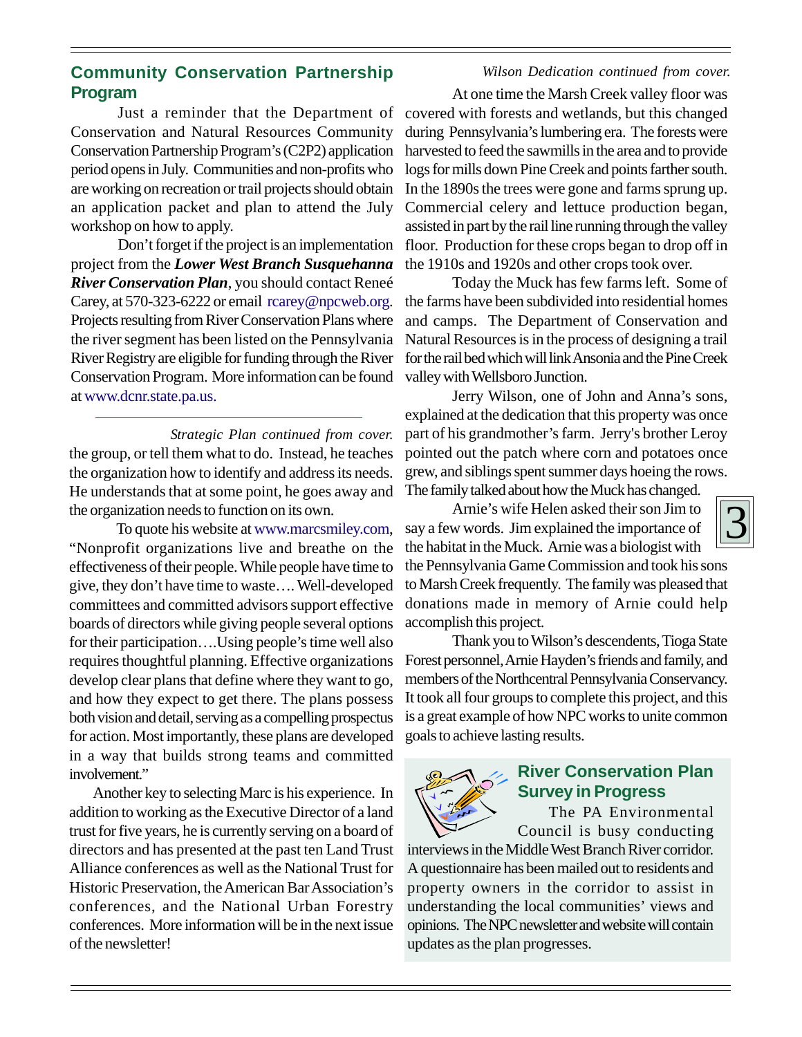## Community Conservation Partnership Program

Just a reminder that the Department of Conservation and Natural Resources Community Conservation Partnership Program's (C2P2) application period opens in July. Communities and non-profits who are working on recreation or trail projects should obtain an application packet and plan to attend the July workshop on how to apply.

Don't forget if the project is an implementation project from the ***Lower West Branch Susquehanna River Conservation Plan***, you should contact Reneé Carey, at 570-323-6222 or email rcarey@npcweb.org. Projects resulting from River Conservation Plans where the river segment has been listed on the Pennsylvania River Registry are eligible for funding through the River Conservation Program. More information can be found at www.dcnr.state.pa.us.

---

*Strategic Plan continued from cover.*

the group, or tell them what to do. Instead, he teaches the organization how to identify and address its needs. He understands that at some point, he goes away and the organization needs to function on its own.

To quote his website at www.marcsmiley.com, "Nonprofit organizations live and breathe on the effectiveness of their people. While people have time to give, they don't have time to waste…. Well-developed committees and committed advisors support effective boards of directors while giving people several options for their participation….Using people's time well also requires thoughtful planning. Effective organizations develop clear plans that define where they want to go, and how they expect to get there. The plans possess both vision and detail, serving as a compelling prospectus for action. Most importantly, these plans are developed in a way that builds strong teams and committed involvement."

Another key to selecting Marc is his experience. In addition to working as the Executive Director of a land trust for five years, he is currently serving on a board of directors and has presented at the past ten Land Trust Alliance conferences as well as the National Trust for Historic Preservation, the American Bar Association's conferences, and the National Urban Forestry conferences. More information will be in the next issue of the newsletter!

*Wilson Dedication continued from cover.*

At one time the Marsh Creek valley floor was covered with forests and wetlands, but this changed during Pennsylvania's lumbering era. The forests were harvested to feed the sawmills in the area and to provide logs for mills down Pine Creek and points farther south. In the 1890s the trees were gone and farms sprung up. Commercial celery and lettuce production began, assisted in part by the rail line running through the valley floor. Production for these crops began to drop off in the 1910s and 1920s and other crops took over.

Today the Muck has few farms left. Some of the farms have been subdivided into residential homes and camps. The Department of Conservation and Natural Resources is in the process of designing a trail for the rail bed which will link Ansonia and the Pine Creek valley with Wellsboro Junction.

Jerry Wilson, one of John and Anna's sons, explained at the dedication that this property was once part of his grandmother's farm. Jerry's brother Leroy pointed out the patch where corn and potatoes once grew, and siblings spent summer days hoeing the rows. The family talked about how the Muck has changed.

Arnie's wife Helen asked their son Jim to say a few words. Jim explained the importance of the habitat in the Muck. Arnie was a biologist with the Pennsylvania Game Commission and took his sons to Marsh Creek frequently. The family was pleased that donations made in memory of Arnie could help accomplish this project.

Thank you to Wilson's descendents, Tioga State Forest personnel, Arnie Hayden's friends and family, and members of the Northcentral Pennsylvania Conservancy. It took all four groups to complete this project, and this is a great example of how NPC works to unite common goals to achieve lasting results.

## River Conservation Plan Survey in Progress

The PA Environmental Council is busy conducting interviews in the Middle West Branch River corridor. A questionnaire has been mailed out to residents and property owners in the corridor to assist in understanding the local communities' views and opinions. The NPC newsletter and website will contain updates as the plan progresses.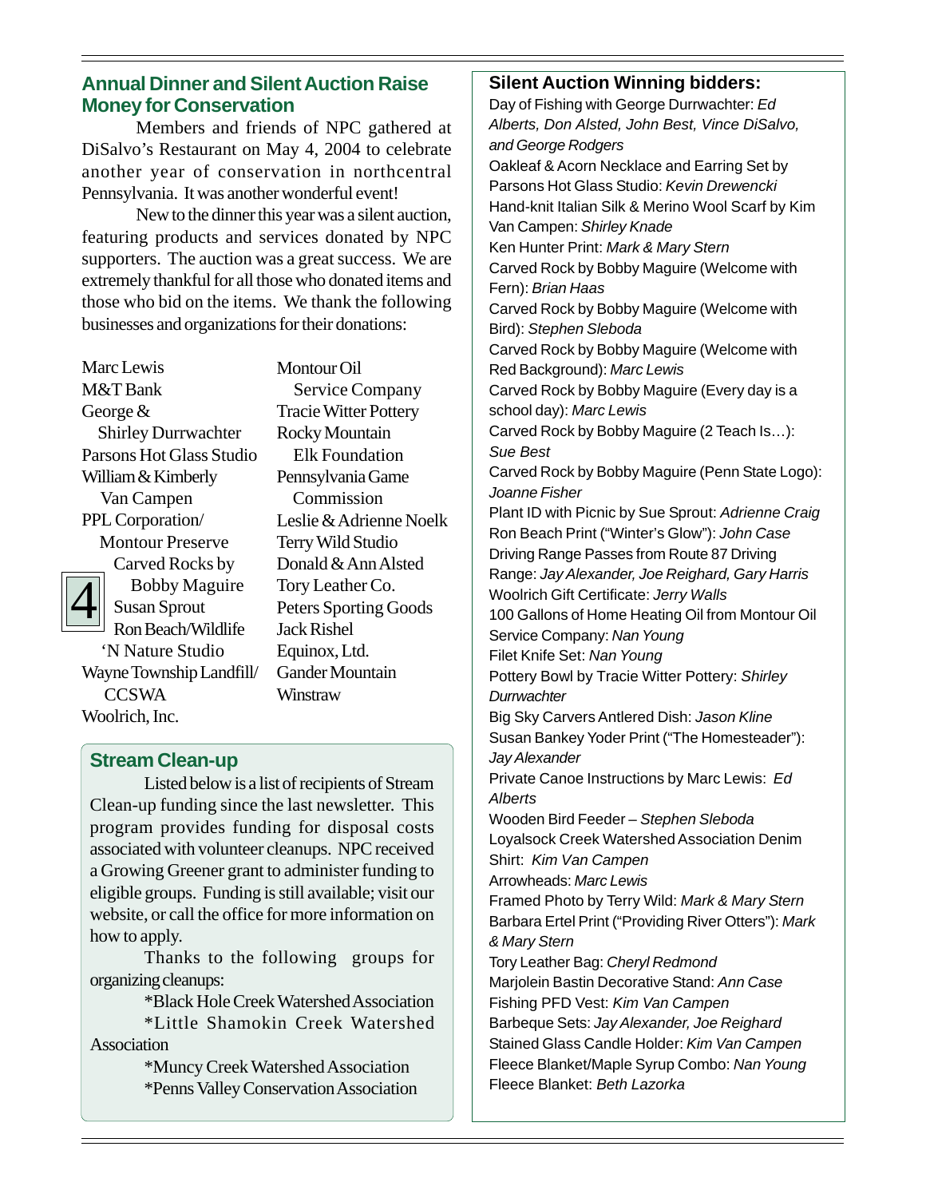## Annual Dinner and Silent Auction Raise Money for Conservation

Members and friends of NPC gathered at DiSalvo's Restaurant on May 4, 2004 to celebrate another year of conservation in northcentral Pennsylvania. It was another wonderful event!

New to the dinner this year was a silent auction, featuring products and services donated by NPC supporters. The auction was a great success. We are extremely thankful for all those who donated items and those who bid on the items. We thank the following businesses and organizations for their donations:

- Marc Lewis
- M&T Bank
- George & Shirley Durrwachter
- Parsons Hot Glass Studio
- William & Kimberly Van Campen
- PPL Corporation/ Montour Preserve
- Carved Rocks by Bobby Maguire
- Susan Sprout
- Ron Beach/Wildlife 'N Nature Studio
- Wayne Township Landfill/ CCSWA
- Woolrich, Inc.
- Montour Oil Service Company
- Tracie Witter Pottery
- Rocky Mountain Elk Foundation
- Pennsylvania Game Commission
- Leslie & Adrienne Noelk
- Terry Wild Studio
- Donald & Ann Alsted
- Tory Leather Co.
- Peters Sporting Goods
- Jack Rishel
- Equinox, Ltd.
- Gander Mountain
- Winstraw

## Stream Clean-up

Listed below is a list of recipients of Stream Clean-up funding since the last newsletter. This program provides funding for disposal costs associated with volunteer cleanups. NPC received a Growing Greener grant to administer funding to eligible groups. Funding is still available; visit our website, or call the office for more information on how to apply.

Thanks to the following groups for organizing cleanups:

*Black Hole Creek Watershed Association
*Little Shamokin Creek Watershed Association
*Muncy Creek Watershed Association
*Penns Valley Conservation Association

## Silent Auction Winning bidders:

Day of Fishing with George Durrwachter: *Ed Alberts, Don Alsted, John Best, Vince DiSalvo, and George Rodgers*
Oakleaf & Acorn Necklace and Earring Set by Parsons Hot Glass Studio: *Kevin Drewencki*
Hand-knit Italian Silk & Merino Wool Scarf by Kim Van Campen: *Shirley Knade*
Ken Hunter Print: *Mark & Mary Stern*
Carved Rock by Bobby Maguire (Welcome with Fern): *Brian Haas*
Carved Rock by Bobby Maguire (Welcome with Bird): *Stephen Sleboda*
Carved Rock by Bobby Maguire (Welcome with Red Background): *Marc Lewis*
Carved Rock by Bobby Maguire (Every day is a school day): *Marc Lewis*
Carved Rock by Bobby Maguire (2 Teach Is…): *Sue Best*
Carved Rock by Bobby Maguire (Penn State Logo): *Joanne Fisher*
Plant ID with Picnic by Sue Sprout: *Adrienne Craig*
Ron Beach Print ("Winter's Glow"): *John Case*
Driving Range Passes from Route 87 Driving Range: *Jay Alexander, Joe Reighard, Gary Harris*
Woolrich Gift Certificate: *Jerry Walls*
100 Gallons of Home Heating Oil from Montour Oil Service Company: *Nan Young*
Filet Knife Set: *Nan Young*
Pottery Bowl by Tracie Witter Pottery: *Shirley Durrwachter*
Big Sky Carvers Antlered Dish: *Jason Kline*
Susan Bankey Yoder Print ("The Homesteader"): *Jay Alexander*
Private Canoe Instructions by Marc Lewis: *Ed Alberts*
Wooden Bird Feeder – *Stephen Sleboda*
Loyalsock Creek Watershed Association Denim Shirt: *Kim Van Campen*
Arrowheads: *Marc Lewis*
Framed Photo by Terry Wild: *Mark & Mary Stern*
Barbara Ertel Print ("Providing River Otters"): *Mark & Mary Stern*
Tory Leather Bag: *Cheryl Redmond*
Marjolein Bastin Decorative Stand: *Ann Case*
Fishing PFD Vest: *Kim Van Campen*
Barbeque Sets: *Jay Alexander, Joe Reighard*
Stained Glass Candle Holder: *Kim Van Campen*
Fleece Blanket/Maple Syrup Combo: *Nan Young*
Fleece Blanket: *Beth Lazorka*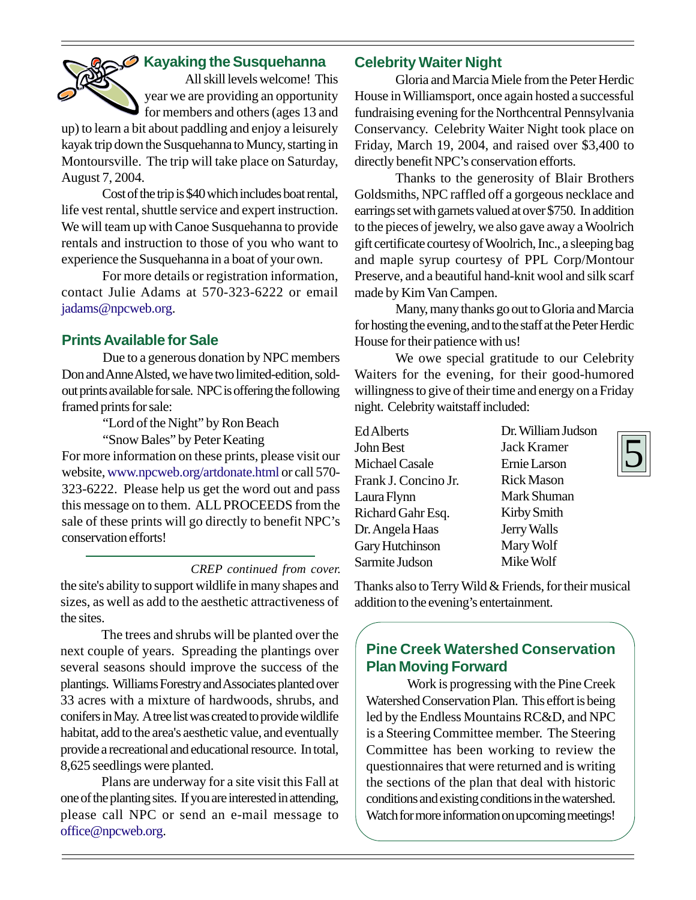## Kayaking the Susquehanna

All skill levels welcome! This year we are providing an opportunity for members and others (ages 13 and up) to learn a bit about paddling and enjoy a leisurely kayak trip down the Susquehanna to Muncy, starting in Montoursville. The trip will take place on Saturday, August 7, 2004.

Cost of the trip is $40 which includes boat rental, life vest rental, shuttle service and expert instruction. We will team up with Canoe Susquehanna to provide rentals and instruction to those of you who want to experience the Susquehanna in a boat of your own.

For more details or registration information, contact Julie Adams at 570-323-6222 or email jadams@npcweb.org.

## Prints Available for Sale

Due to a generous donation by NPC members Don and Anne Alsted, we have two limited-edition, sold-out prints available for sale. NPC is offering the following framed prints for sale:

"Lord of the Night" by Ron Beach

"Snow Bales" by Peter Keating

For more information on these prints, please visit our website, www.npcweb.org/artdonate.html or call 570-323-6222. Please help us get the word out and pass this message on to them. ALL PROCEEDS from the sale of these prints will go directly to benefit NPC's conservation efforts!

---

*CREP continued from cover.*

the site's ability to support wildlife in many shapes and sizes, as well as add to the aesthetic attractiveness of the sites.

The trees and shrubs will be planted over the next couple of years. Spreading the plantings over several seasons should improve the success of the plantings. Williams Forestry and Associates planted over 33 acres with a mixture of hardwoods, shrubs, and conifers in May. A tree list was created to provide wildlife habitat, add to the area's aesthetic value, and eventually provide a recreational and educational resource. In total, 8,625 seedlings were planted.

Plans are underway for a site visit this Fall at one of the planting sites. If you are interested in attending, please call NPC or send an e-mail message to office@npcweb.org.

## Celebrity Waiter Night

Gloria and Marcia Miele from the Peter Herdic House in Williamsport, once again hosted a successful fundraising evening for the Northcentral Pennsylvania Conservancy. Celebrity Waiter Night took place on Friday, March 19, 2004, and raised over $3,400 to directly benefit NPC's conservation efforts.

Thanks to the generosity of Blair Brothers Goldsmiths, NPC raffled off a gorgeous necklace and earrings set with garnets valued at over $750. In addition to the pieces of jewelry, we also gave away a Woolrich gift certificate courtesy of Woolrich, Inc., a sleeping bag and maple syrup courtesy of PPL Corp/Montour Preserve, and a beautiful hand-knit wool and silk scarf made by Kim Van Campen.

Many, many thanks go out to Gloria and Marcia for hosting the evening, and to the staff at the Peter Herdic House for their patience with us!

We owe special gratitude to our Celebrity Waiters for the evening, for their good-humored willingness to give of their time and energy on a Friday night. Celebrity waitstaff included:

- Ed Alberts
- John Best
- Michael Casale
- Frank J. Concino Jr.
- Laura Flynn
- Richard Gahr Esq.
- Dr. Angela Haas
- Gary Hutchinson
- Sarmite Judson
- Dr. William Judson
- Jack Kramer
- Ernie Larson
- Rick Mason
- Mark Shuman
- Kirby Smith
- Jerry Walls
- Mary Wolf
- Mike Wolf

Thanks also to Terry Wild & Friends, for their musical addition to the evening's entertainment.

## Pine Creek Watershed Conservation Plan Moving Forward

Work is progressing with the Pine Creek Watershed Conservation Plan. This effort is being led by the Endless Mountains RC&D, and NPC is a Steering Committee member. The Steering Committee has been working to review the questionnaires that were returned and is writing the sections of the plan that deal with historic conditions and existing conditions in the watershed. Watch for more information on upcoming meetings!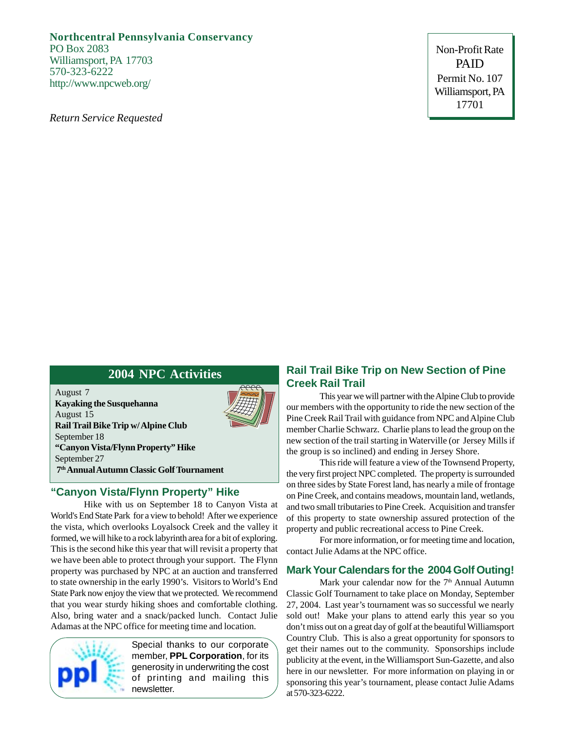**Northcentral Pennsylvania Conservancy**
PO Box 2083
Williamsport, PA 17703
570-323-6222
http://www.npcweb.org/

*Return Service Requested*

Non-Profit Rate
PAID
Permit No. 107
Williamsport, PA
17701

## 2004 NPC Activities

August 7
**Kayaking the Susquehanna**
August 15
**Rail Trail Bike Trip w/ Alpine Club**
September 18
**"Canyon Vista/Flynn Property" Hike**
September 27
**7th Annual Autumn Classic Golf Tournament**

## "Canyon Vista/Flynn Property" Hike

Hike with us on September 18 to Canyon Vista at World's End State Park for a view to behold! After we experience the vista, which overlooks Loyalsock Creek and the valley it formed, we will hike to a rock labyrinth area for a bit of exploring. This is the second hike this year that will revisit a property that we have been able to protect through your support. The Flynn property was purchased by NPC at an auction and transferred to state ownership in the early 1990's. Visitors to World's End State Park now enjoy the view that we protected. We recommend that you wear sturdy hiking shoes and comfortable clothing. Also, bring water and a snack/packed lunch. Contact Julie Adamas at the NPC office for meeting time and location.

Special thanks to our corporate member, **PPL Corporation**, for its generosity in underwriting the cost of printing and mailing this newsletter.

## Rail Trail Bike Trip on New Section of Pine Creek Rail Trail

This year we will partner with the Alpine Club to provide our members with the opportunity to ride the new section of the Pine Creek Rail Trail with guidance from NPC and Alpine Club member Charlie Schwarz. Charlie plans to lead the group on the new section of the trail starting in Waterville (or Jersey Mills if the group is so inclined) and ending in Jersey Shore.

This ride will feature a view of the Townsend Property, the very first project NPC completed. The property is surrounded on three sides by State Forest land, has nearly a mile of frontage on Pine Creek, and contains meadows, mountain land, wetlands, and two small tributaries to Pine Creek. Acquisition and transfer of this property to state ownership assured protection of the property and public recreational access to Pine Creek.

For more information, or for meeting time and location, contact Julie Adams at the NPC office.

## Mark Your Calendars for the 2004 Golf Outing!

Mark your calendar now for the 7th Annual Autumn Classic Golf Tournament to take place on Monday, September 27, 2004. Last year's tournament was so successful we nearly sold out! Make your plans to attend early this year so you don't miss out on a great day of golf at the beautiful Williamsport Country Club. This is also a great opportunity for sponsors to get their names out to the community. Sponsorships include publicity at the event, in the Williamsport Sun-Gazette, and also here in our newsletter. For more information on playing in or sponsoring this year's tournament, please contact Julie Adams at 570-323-6222.